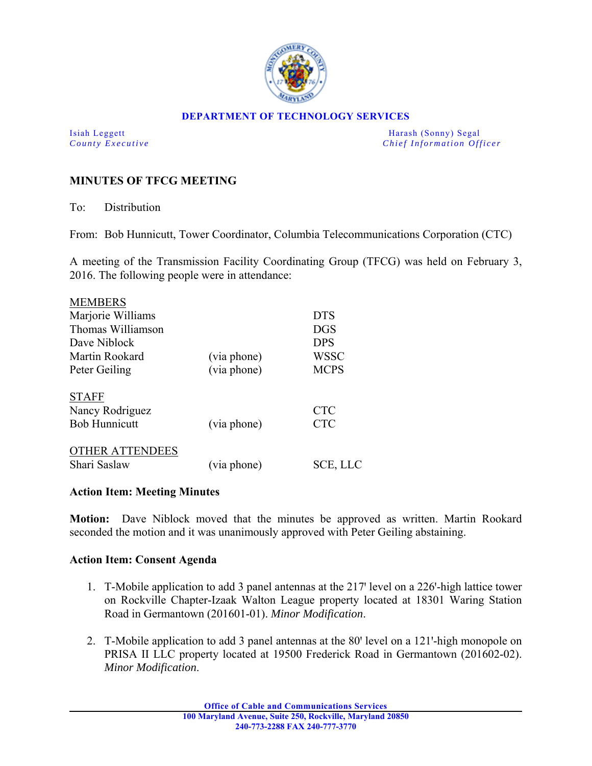**DEPARTMENT OF TECHNOLOGY SERVICES**

| | |
|---|---|
| Isiah Leggett<br>*County Executive* | Harash (Sonny) Segal<br>*Chief Information Officer* |

## MINUTES OF TFCG MEETING

To: Distribution

From: Bob Hunnicutt, Tower Coordinator, Columbia Telecommunications Corporation (CTC)

A meeting of the Transmission Facility Coordinating Group (TFCG) was held on February 3, 2016. The following people were in attendance:

| | | |
|---|---|---|
| MEMBERS | | |
| Marjorie Williams | | DTS |
| Thomas Williamson | | DGS |
| Dave Niblock | | DPS |
| Martin Rookard | (via phone) | WSSC |
| Peter Geiling | (via phone) | MCPS |
| STAFF | | |
| Nancy Rodriguez | | CTC |
| Bob Hunnicutt | (via phone) | CTC |
| OTHER ATTENDEES | | |
| Shari Saslaw | (via phone) | SCE, LLC |

### Action Item: Meeting Minutes

**Motion:** Dave Niblock moved that the minutes be approved as written. Martin Rookard seconded the motion and it was unanimously approved with Peter Geiling abstaining.

### Action Item: Consent Agenda

1. T-Mobile application to add 3 panel antennas at the 217' level on a 226'-high lattice tower on Rockville Chapter-Izaak Walton League property located at 18301 Waring Station Road in Germantown (201601-01). *Minor Modification*.

2. T-Mobile application to add 3 panel antennas at the 80' level on a 121'-high monopole on PRISA II LLC property located at 19500 Frederick Road in Germantown (201602-02). *Minor Modification*.

**Office of Cable and Communications Services**
**100 Maryland Avenue, Suite 250, Rockville, Maryland 20850**
**240-773-2288 FAX 240-777-3770**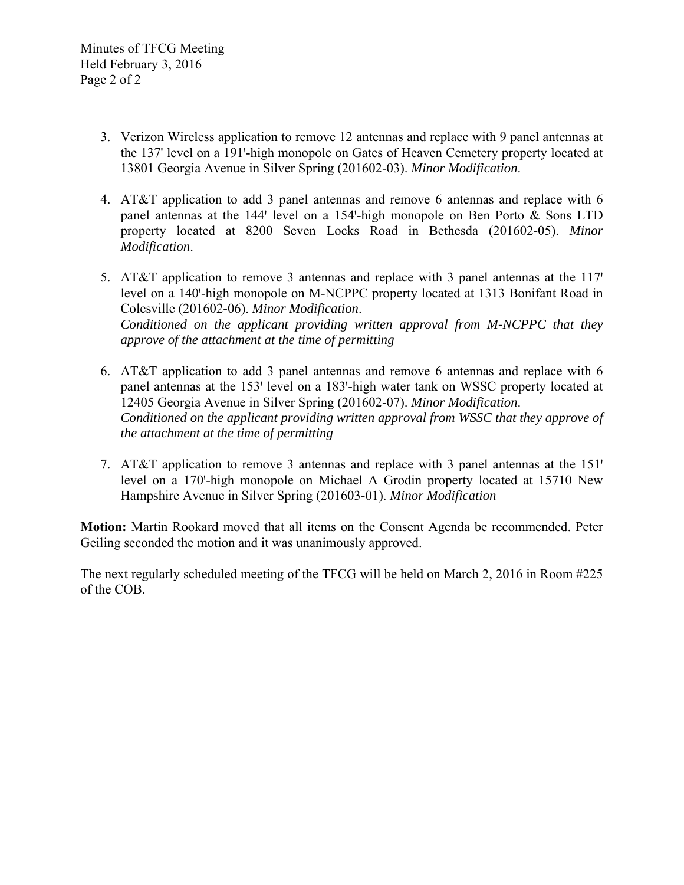3. Verizon Wireless application to remove 12 antennas and replace with 9 panel antennas at the 137' level on a 191'-high monopole on Gates of Heaven Cemetery property located at 13801 Georgia Avenue in Silver Spring (201602-03). *Minor Modification*.

4. AT&T application to add 3 panel antennas and remove 6 antennas and replace with 6 panel antennas at the 144' level on a 154'-high monopole on Ben Porto & Sons LTD property located at 8200 Seven Locks Road in Bethesda (201602-05). *Minor Modification*.

5. AT&T application to remove 3 antennas and replace with 3 panel antennas at the 117' level on a 140'-high monopole on M-NCPPC property located at 1313 Bonifant Road in Colesville (201602-06). *Minor Modification*.
   *Conditioned on the applicant providing written approval from M-NCPPC that they approve of the attachment at the time of permitting*

6. AT&T application to add 3 panel antennas and remove 6 antennas and replace with 6 panel antennas at the 153' level on a 183'-high water tank on WSSC property located at 12405 Georgia Avenue in Silver Spring (201602-07). *Minor Modification*.
   *Conditioned on the applicant providing written approval from WSSC that they approve of the attachment at the time of permitting*

7. AT&T application to remove 3 antennas and replace with 3 panel antennas at the 151' level on a 170'-high monopole on Michael A Grodin property located at 15710 New Hampshire Avenue in Silver Spring (201603-01). *Minor Modification*

**Motion:** Martin Rookard moved that all items on the Consent Agenda be recommended. Peter Geiling seconded the motion and it was unanimously approved.

The next regularly scheduled meeting of the TFCG will be held on March 2, 2016 in Room #225 of the COB.